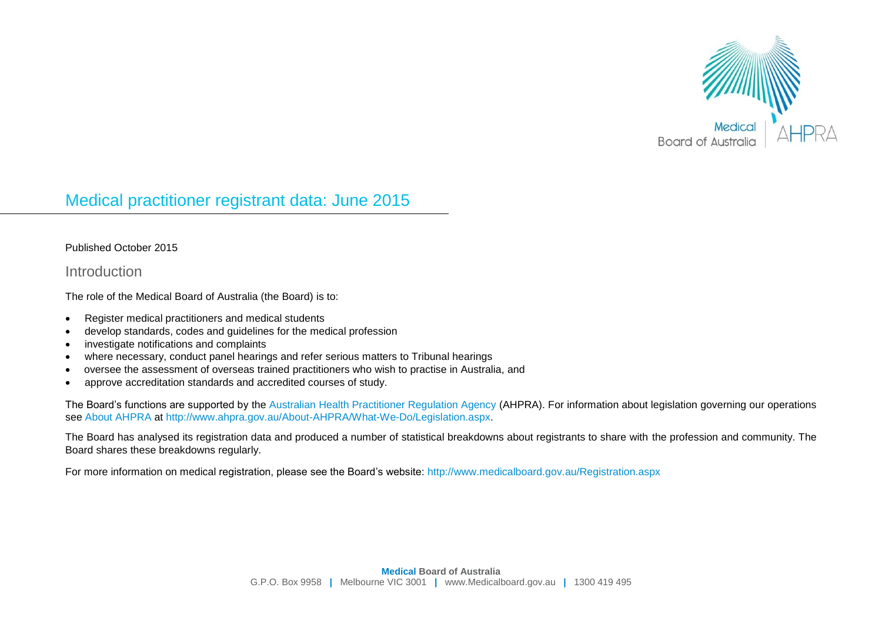# Medical practitioner registrant data: June 2015

Published October 2015

## Introduction

The role of the Medical Board of Australia (the Board) is to:

- Register medical practitioners and medical students
- develop standards, codes and guidelines for the medical profession
- investigate notifications and complaints
- where necessary, conduct panel hearings and refer serious matters to Tribunal hearings
- oversee the assessment of overseas trained practitioners who wish to practise in Australia, and
- approve accreditation standards and accredited courses of study.

The Board's functions are supported by the Australian Health Practitioner Regulation Agency (AHPRA). For information about legislation governing our operations see About AHPRA at http://www.ahpra.gov.au/About-AHPRA/What-We-Do/Legislation.aspx.

The Board has analysed its registration data and produced a number of statistical breakdowns about registrants to share with the profession and community. The Board shares these breakdowns regularly.

For more information on medical registration, please see the Board's website: http://www.medicalboard.gov.au/Registration.aspx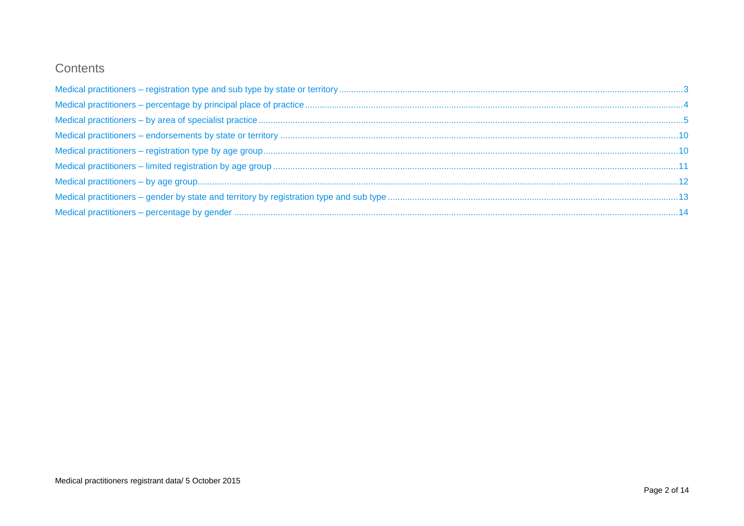## Contents

Medical practitioners – registration type and sub type by state or territory ........ 3

Medical practitioners – percentage by principal place of practice ........ 4

Medical practitioners – by area of specialist practice ........ 5

Medical practitioners – endorsements by state or territory ........ 10

Medical practitioners – registration type by age group ........ 10

Medical practitioners – limited registration by age group ........ 11

Medical practitioners – by age group ........ 12

Medical practitioners – gender by state and territory by registration type and sub type ........ 13

Medical practitioners – percentage by gender ........ 14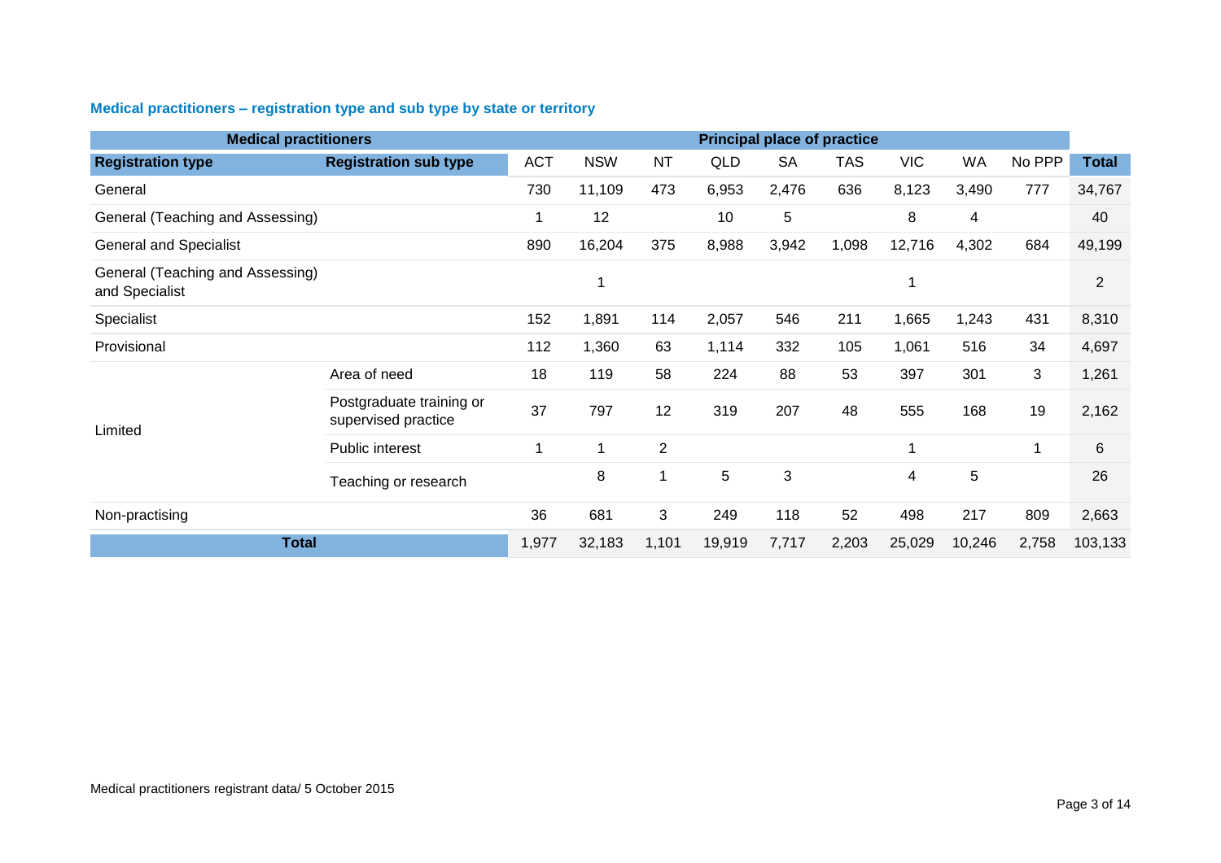### Medical practitioners – registration type and sub type by state or territory

| Medical practitioners | | Principal place of practice | | | | | | | | | |
|---|---|---|---|---|---|---|---|---|---|---|---|
| **Registration type** | **Registration sub type** | ACT | NSW | NT | QLD | SA | TAS | VIC | WA | No PPP | **Total** |
| General | | 730 | 11,109 | 473 | 6,953 | 2,476 | 636 | 8,123 | 3,490 | 777 | 34,767 |
| General (Teaching and Assessing) | | 1 | 12 | | 10 | 5 | | 8 | 4 | | 40 |
| General and Specialist | | 890 | 16,204 | 375 | 8,988 | 3,942 | 1,098 | 12,716 | 4,302 | 684 | 49,199 |
| General (Teaching and Assessing) and Specialist | | | 1 | | | | | 1 | | | 2 |
| Specialist | | 152 | 1,891 | 114 | 2,057 | 546 | 211 | 1,665 | 1,243 | 431 | 8,310 |
| Provisional | | 112 | 1,360 | 63 | 1,114 | 332 | 105 | 1,061 | 516 | 34 | 4,697 |
| Limited | Area of need | 18 | 119 | 58 | 224 | 88 | 53 | 397 | 301 | 3 | 1,261 |
| | Postgraduate training or supervised practice | 37 | 797 | 12 | 319 | 207 | 48 | 555 | 168 | 19 | 2,162 |
| | Public interest | 1 | 1 | 2 | | | | 1 | | 1 | 6 |
| | Teaching or research | | 8 | 1 | 5 | 3 | | 4 | 5 | | 26 |
| Non-practising | | 36 | 681 | 3 | 249 | 118 | 52 | 498 | 217 | 809 | 2,663 |
| **Total** | | 1,977 | 32,183 | 1,101 | 19,919 | 7,717 | 2,203 | 25,029 | 10,246 | 2,758 | 103,133 |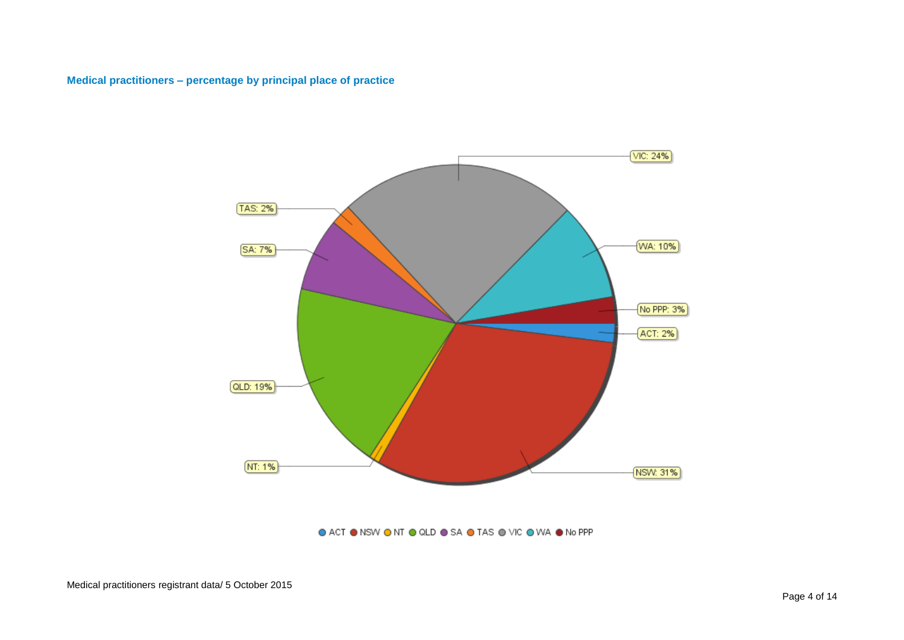### Medical practitioners – percentage by principal place of practice

VIC: 24%

TAS: 2%

WA: 10%

SA: 7%

No PPP: 3%

ACT: 2%

QLD: 19%

NT: 1%

NSW: 31%

ACT NSW NT QLD SA TAS VIC WA No PPP

Medical practitioners registrant data/ 5 October 2015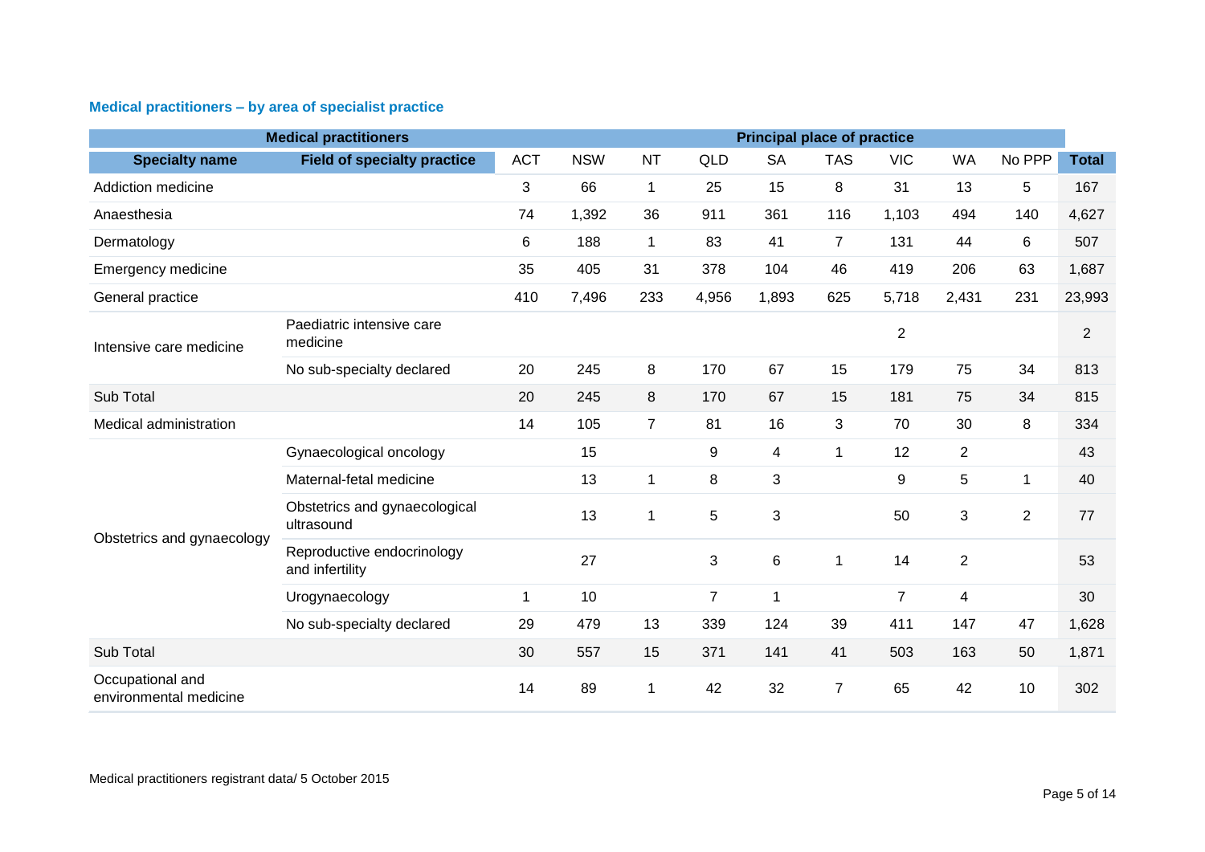### Medical practitioners – by area of specialist practice

| Medical practitioners | | Principal place of practice | | | | | | | | | |
|---|---|---|---|---|---|---|---|---|---|---|---|
| **Specialty name** | **Field of specialty practice** | **ACT** | **NSW** | **NT** | **QLD** | **SA** | **TAS** | **VIC** | **WA** | **No PPP** | **Total** |
| Addiction medicine | | 3 | 66 | 1 | 25 | 15 | 8 | 31 | 13 | 5 | 167 |
| Anaesthesia | | 74 | 1,392 | 36 | 911 | 361 | 116 | 1,103 | 494 | 140 | 4,627 |
| Dermatology | | 6 | 188 | 1 | 83 | 41 | 7 | 131 | 44 | 6 | 507 |
| Emergency medicine | | 35 | 405 | 31 | 378 | 104 | 46 | 419 | 206 | 63 | 1,687 |
| General practice | | 410 | 7,496 | 233 | 4,956 | 1,893 | 625 | 5,718 | 2,431 | 231 | 23,993 |
| Intensive care medicine | Paediatric intensive care medicine | | | | | | | 2 | | | 2 |
| | No sub-specialty declared | 20 | 245 | 8 | 170 | 67 | 15 | 179 | 75 | 34 | 813 |
| Sub Total | | 20 | 245 | 8 | 170 | 67 | 15 | 181 | 75 | 34 | 815 |
| Medical administration | | 14 | 105 | 7 | 81 | 16 | 3 | 70 | 30 | 8 | 334 |
| Obstetrics and gynaecology | Gynaecological oncology | | 15 | | 9 | 4 | 1 | 12 | 2 | | 43 |
| | Maternal-fetal medicine | | 13 | 1 | 8 | 3 | | 9 | 5 | 1 | 40 |
| | Obstetrics and gynaecological ultrasound | | 13 | 1 | 5 | 3 | | 50 | 3 | 2 | 77 |
| | Reproductive endocrinology and infertility | | 27 | | 3 | 6 | 1 | 14 | 2 | | 53 |
| | Urogynaecology | 1 | 10 | | 7 | 1 | | 7 | 4 | | 30 |
| | No sub-specialty declared | 29 | 479 | 13 | 339 | 124 | 39 | 411 | 147 | 47 | 1,628 |
| Sub Total | | 30 | 557 | 15 | 371 | 141 | 41 | 503 | 163 | 50 | 1,871 |
| Occupational and environmental medicine | | 14 | 89 | 1 | 42 | 32 | 7 | 65 | 42 | 10 | 302 |

Medical practitioners registrant data/ 5 October 2015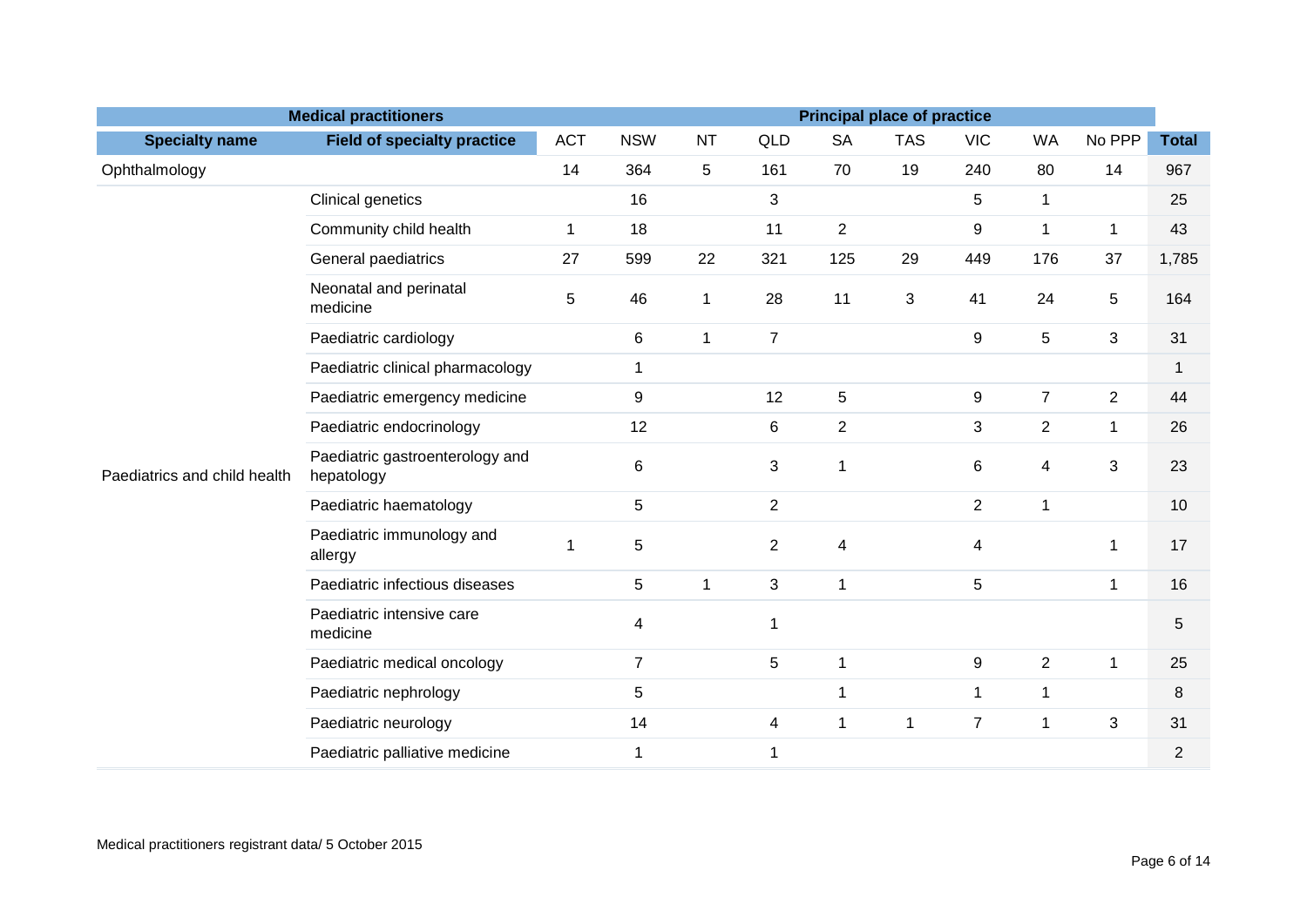| Medical practitioners | | Principal place of practice | | | | | | | | | |
|---|---|---|---|---|---|---|---|---|---|---|---|
| **Specialty name** | **Field of specialty practice** | ACT | NSW | NT | QLD | SA | TAS | VIC | WA | No PPP | **Total** |
| Ophthalmology | | 14 | 364 | 5 | 161 | 70 | 19 | 240 | 80 | 14 | 967 |
| Paediatrics and child health | Clinical genetics | | 16 | | 3 | | | 5 | 1 | | 25 |
| | Community child health | 1 | 18 | | 11 | 2 | | 9 | 1 | 1 | 43 |
| | General paediatrics | 27 | 599 | 22 | 321 | 125 | 29 | 449 | 176 | 37 | 1,785 |
| | Neonatal and perinatal medicine | 5 | 46 | 1 | 28 | 11 | 3 | 41 | 24 | 5 | 164 |
| | Paediatric cardiology | | 6 | 1 | 7 | | | 9 | 5 | 3 | 31 |
| | Paediatric clinical pharmacology | | 1 | | | | | | | | 1 |
| | Paediatric emergency medicine | | 9 | | 12 | 5 | | 9 | 7 | 2 | 44 |
| | Paediatric endocrinology | | 12 | | 6 | 2 | | 3 | 2 | 1 | 26 |
| | Paediatric gastroenterology and hepatology | | 6 | | 3 | 1 | | 6 | 4 | 3 | 23 |
| | Paediatric haematology | | 5 | | 2 | | | 2 | 1 | | 10 |
| | Paediatric immunology and allergy | 1 | 5 | | 2 | 4 | | 4 | | 1 | 17 |
| | Paediatric infectious diseases | | 5 | 1 | 3 | 1 | | 5 | | 1 | 16 |
| | Paediatric intensive care medicine | | 4 | | 1 | | | | | | 5 |
| | Paediatric medical oncology | | 7 | | 5 | 1 | | 9 | 2 | 1 | 25 |
| | Paediatric nephrology | | 5 | | | 1 | | 1 | 1 | | 8 |
| | Paediatric neurology | | 14 | | 4 | 1 | 1 | 7 | 1 | 3 | 31 |
| | Paediatric palliative medicine | | 1 | | 1 | | | | | | 2 |

Medical practitioners registrant data/ 5 October 2015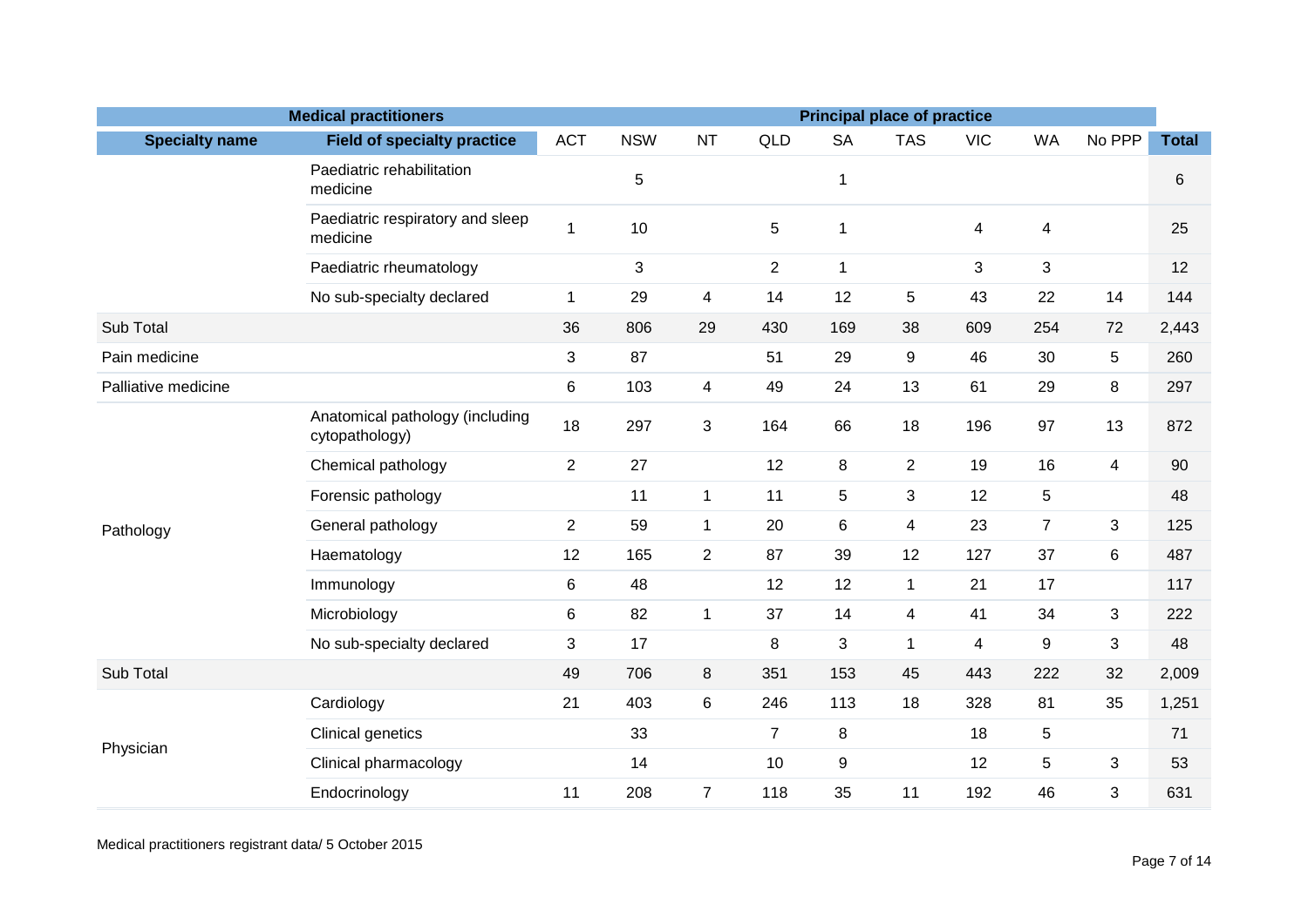| Medical practitioners | | Principal place of practice | | | | | | | | | |
|---|---|---|---|---|---|---|---|---|---|---|---|
| **Specialty name** | **Field of specialty practice** | ACT | NSW | NT | QLD | SA | TAS | VIC | WA | No PPP | **Total** |
| | Paediatric rehabilitation medicine | | 5 | | | 1 | | | | | 6 |
| | Paediatric respiratory and sleep medicine | 1 | 10 | | 5 | 1 | | 4 | 4 | | 25 |
| | Paediatric rheumatology | | 3 | | 2 | 1 | | 3 | 3 | | 12 |
| | No sub-specialty declared | 1 | 29 | 4 | 14 | 12 | 5 | 43 | 22 | 14 | 144 |
| Sub Total | | 36 | 806 | 29 | 430 | 169 | 38 | 609 | 254 | 72 | 2,443 |
| Pain medicine | | 3 | 87 | | 51 | 29 | 9 | 46 | 30 | 5 | 260 |
| Palliative medicine | | 6 | 103 | 4 | 49 | 24 | 13 | 61 | 29 | 8 | 297 |
| Pathology | Anatomical pathology (including cytopathology) | 18 | 297 | 3 | 164 | 66 | 18 | 196 | 97 | 13 | 872 |
| | Chemical pathology | 2 | 27 | | 12 | 8 | 2 | 19 | 16 | 4 | 90 |
| | Forensic pathology | | 11 | 1 | 11 | 5 | 3 | 12 | 5 | | 48 |
| | General pathology | 2 | 59 | 1 | 20 | 6 | 4 | 23 | 7 | 3 | 125 |
| | Haematology | 12 | 165 | 2 | 87 | 39 | 12 | 127 | 37 | 6 | 487 |
| | Immunology | 6 | 48 | | 12 | 12 | 1 | 21 | 17 | | 117 |
| | Microbiology | 6 | 82 | 1 | 37 | 14 | 4 | 41 | 34 | 3 | 222 |
| | No sub-specialty declared | 3 | 17 | | 8 | 3 | 1 | 4 | 9 | 3 | 48 |
| Sub Total | | 49 | 706 | 8 | 351 | 153 | 45 | 443 | 222 | 32 | 2,009 |
| Physician | Cardiology | 21 | 403 | 6 | 246 | 113 | 18 | 328 | 81 | 35 | 1,251 |
| | Clinical genetics | | 33 | | 7 | 8 | | 18 | 5 | | 71 |
| | Clinical pharmacology | | 14 | | 10 | 9 | | 12 | 5 | 3 | 53 |
| | Endocrinology | 11 | 208 | 7 | 118 | 35 | 11 | 192 | 46 | 3 | 631 |

Medical practitioners registrant data/ 5 October 2015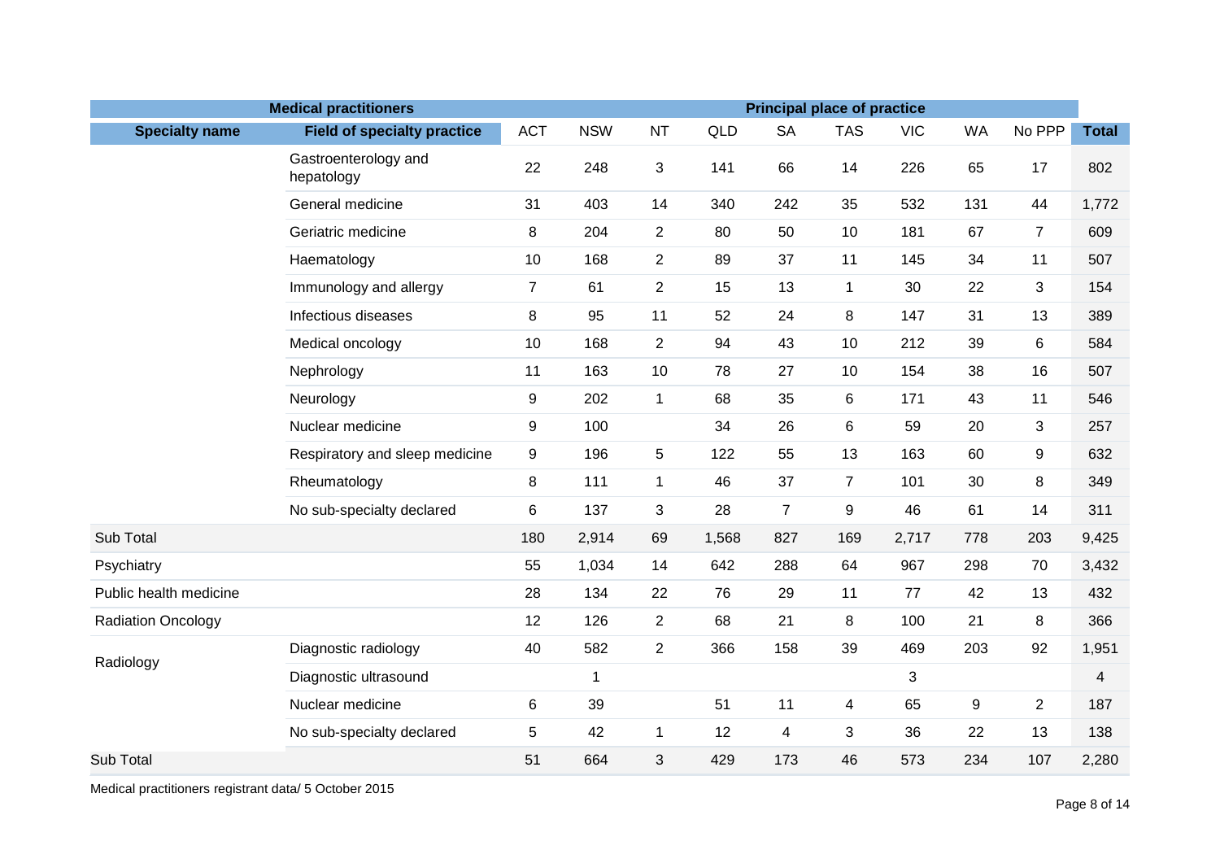| Medical practitioners | | Principal place of practice | | | | | | | | | |
|---|---|---|---|---|---|---|---|---|---|---|---|
| **Specialty name** | **Field of specialty practice** | ACT | NSW | NT | QLD | SA | TAS | VIC | WA | No PPP | **Total** |
| | Gastroenterology and hepatology | 22 | 248 | 3 | 141 | 66 | 14 | 226 | 65 | 17 | 802 |
| | General medicine | 31 | 403 | 14 | 340 | 242 | 35 | 532 | 131 | 44 | 1,772 |
| | Geriatric medicine | 8 | 204 | 2 | 80 | 50 | 10 | 181 | 67 | 7 | 609 |
| | Haematology | 10 | 168 | 2 | 89 | 37 | 11 | 145 | 34 | 11 | 507 |
| | Immunology and allergy | 7 | 61 | 2 | 15 | 13 | 1 | 30 | 22 | 3 | 154 |
| | Infectious diseases | 8 | 95 | 11 | 52 | 24 | 8 | 147 | 31 | 13 | 389 |
| | Medical oncology | 10 | 168 | 2 | 94 | 43 | 10 | 212 | 39 | 6 | 584 |
| | Nephrology | 11 | 163 | 10 | 78 | 27 | 10 | 154 | 38 | 16 | 507 |
| | Neurology | 9 | 202 | 1 | 68 | 35 | 6 | 171 | 43 | 11 | 546 |
| | Nuclear medicine | 9 | 100 | | 34 | 26 | 6 | 59 | 20 | 3 | 257 |
| | Respiratory and sleep medicine | 9 | 196 | 5 | 122 | 55 | 13 | 163 | 60 | 9 | 632 |
| | Rheumatology | 8 | 111 | 1 | 46 | 37 | 7 | 101 | 30 | 8 | 349 |
| | No sub-specialty declared | 6 | 137 | 3 | 28 | 7 | 9 | 46 | 61 | 14 | 311 |
| Sub Total | | 180 | 2,914 | 69 | 1,568 | 827 | 169 | 2,717 | 778 | 203 | 9,425 |
| Psychiatry | | 55 | 1,034 | 14 | 642 | 288 | 64 | 967 | 298 | 70 | 3,432 |
| Public health medicine | | 28 | 134 | 22 | 76 | 29 | 11 | 77 | 42 | 13 | 432 |
| Radiation Oncology | | 12 | 126 | 2 | 68 | 21 | 8 | 100 | 21 | 8 | 366 |
| Radiology | Diagnostic radiology | 40 | 582 | 2 | 366 | 158 | 39 | 469 | 203 | 92 | 1,951 |
| | Diagnostic ultrasound | | 1 | | | | | 3 | | | 4 |
| | Nuclear medicine | 6 | 39 | | 51 | 11 | 4 | 65 | 9 | 2 | 187 |
| | No sub-specialty declared | 5 | 42 | 1 | 12 | 4 | 3 | 36 | 22 | 13 | 138 |
| Sub Total | | 51 | 664 | 3 | 429 | 173 | 46 | 573 | 234 | 107 | 2,280 |

Medical practitioners registrant data/ 5 October 2015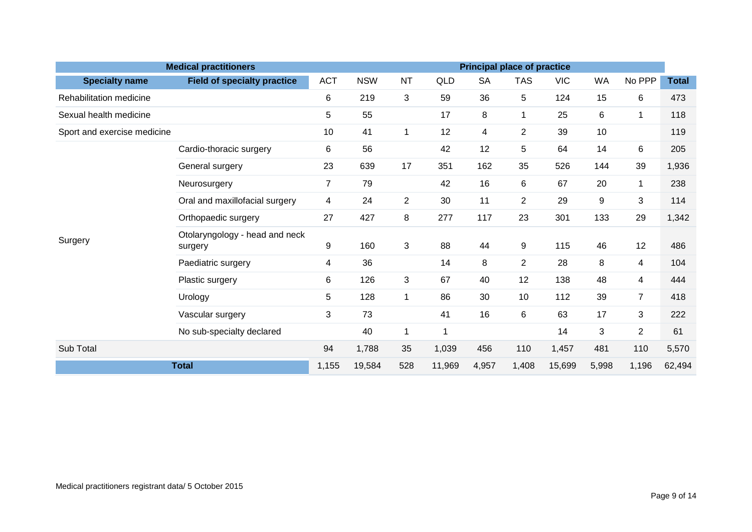| Medical practitioners | | Principal place of practice | | | | | | | | | |
|---|---|---|---|---|---|---|---|---|---|---|---|
| **Specialty name** | **Field of specialty practice** | ACT | NSW | NT | QLD | SA | TAS | VIC | WA | No PPP | **Total** |
| Rehabilitation medicine | | 6 | 219 | 3 | 59 | 36 | 5 | 124 | 15 | 6 | 473 |
| Sexual health medicine | | 5 | 55 | | 17 | 8 | 1 | 25 | 6 | 1 | 118 |
| Sport and exercise medicine | | 10 | 41 | 1 | 12 | 4 | 2 | 39 | 10 | | 119 |
| Surgery | Cardio-thoracic surgery | 6 | 56 | | 42 | 12 | 5 | 64 | 14 | 6 | 205 |
| | General surgery | 23 | 639 | 17 | 351 | 162 | 35 | 526 | 144 | 39 | 1,936 |
| | Neurosurgery | 7 | 79 | | 42 | 16 | 6 | 67 | 20 | 1 | 238 |
| | Oral and maxillofacial surgery | 4 | 24 | 2 | 30 | 11 | 2 | 29 | 9 | 3 | 114 |
| | Orthopaedic surgery | 27 | 427 | 8 | 277 | 117 | 23 | 301 | 133 | 29 | 1,342 |
| | Otolaryngology - head and neck surgery | 9 | 160 | 3 | 88 | 44 | 9 | 115 | 46 | 12 | 486 |
| | Paediatric surgery | 4 | 36 | | 14 | 8 | 2 | 28 | 8 | 4 | 104 |
| | Plastic surgery | 6 | 126 | 3 | 67 | 40 | 12 | 138 | 48 | 4 | 444 |
| | Urology | 5 | 128 | 1 | 86 | 30 | 10 | 112 | 39 | 7 | 418 |
| | Vascular surgery | 3 | 73 | | 41 | 16 | 6 | 63 | 17 | 3 | 222 |
| | No sub-specialty declared | | 40 | 1 | 1 | | | 14 | 3 | 2 | 61 |
| Sub Total | | 94 | 1,788 | 35 | 1,039 | 456 | 110 | 1,457 | 481 | 110 | 5,570 |
| **Total** | | 1,155 | 19,584 | 528 | 11,969 | 4,957 | 1,408 | 15,699 | 5,998 | 1,196 | 62,494 |

Medical practitioners registrant data/ 5 October 2015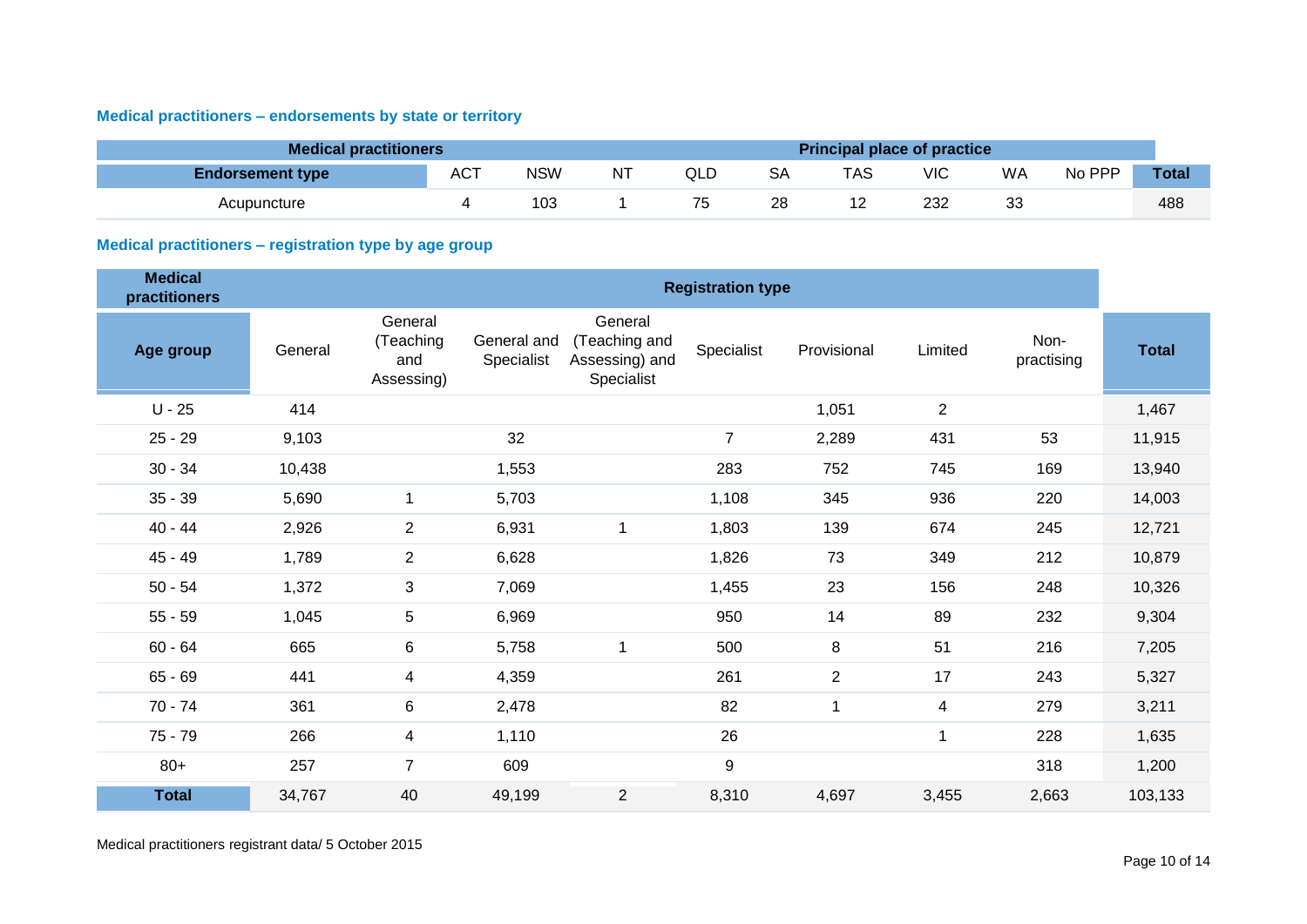### Medical practitioners – endorsements by state or territory

| Medical practitioners | Principal place of practice | | | | | | | | | |
|---|---|---|---|---|---|---|---|---|---|---|
| **Endorsement type** | ACT | NSW | NT | QLD | SA | TAS | VIC | WA | No PPP | **Total** |
| Acupuncture | 4 | 103 | 1 | 75 | 28 | 12 | 232 | 33 | | 488 |

### Medical practitioners – registration type by age group

| Medical practitioners | Registration type | | | | | | | | |
|---|---|---|---|---|---|---|---|---|---|
| **Age group** | General | General (Teaching and Assessing) | General and Specialist | General (Teaching and Assessing) and Specialist | Specialist | Provisional | Limited | Non-practising | **Total** |
| U - 25 | 414 | | | | | 1,051 | 2 | | 1,467 |
| 25 - 29 | 9,103 | | 32 | | 7 | 2,289 | 431 | 53 | 11,915 |
| 30 - 34 | 10,438 | | 1,553 | | 283 | 752 | 745 | 169 | 13,940 |
| 35 - 39 | 5,690 | 1 | 5,703 | | 1,108 | 345 | 936 | 220 | 14,003 |
| 40 - 44 | 2,926 | 2 | 6,931 | 1 | 1,803 | 139 | 674 | 245 | 12,721 |
| 45 - 49 | 1,789 | 2 | 6,628 | | 1,826 | 73 | 349 | 212 | 10,879 |
| 50 - 54 | 1,372 | 3 | 7,069 | | 1,455 | 23 | 156 | 248 | 10,326 |
| 55 - 59 | 1,045 | 5 | 6,969 | | 950 | 14 | 89 | 232 | 9,304 |
| 60 - 64 | 665 | 6 | 5,758 | 1 | 500 | 8 | 51 | 216 | 7,205 |
| 65 - 69 | 441 | 4 | 4,359 | | 261 | 2 | 17 | 243 | 5,327 |
| 70 - 74 | 361 | 6 | 2,478 | | 82 | 1 | 4 | 279 | 3,211 |
| 75 - 79 | 266 | 4 | 1,110 | | 26 | | 1 | 228 | 1,635 |
| 80+ | 257 | 7 | 609 | | 9 | | | 318 | 1,200 |
| **Total** | 34,767 | 40 | 49,199 | 2 | 8,310 | 4,697 | 3,455 | 2,663 | 103,133 |

Medical practitioners registrant data/ 5 October 2015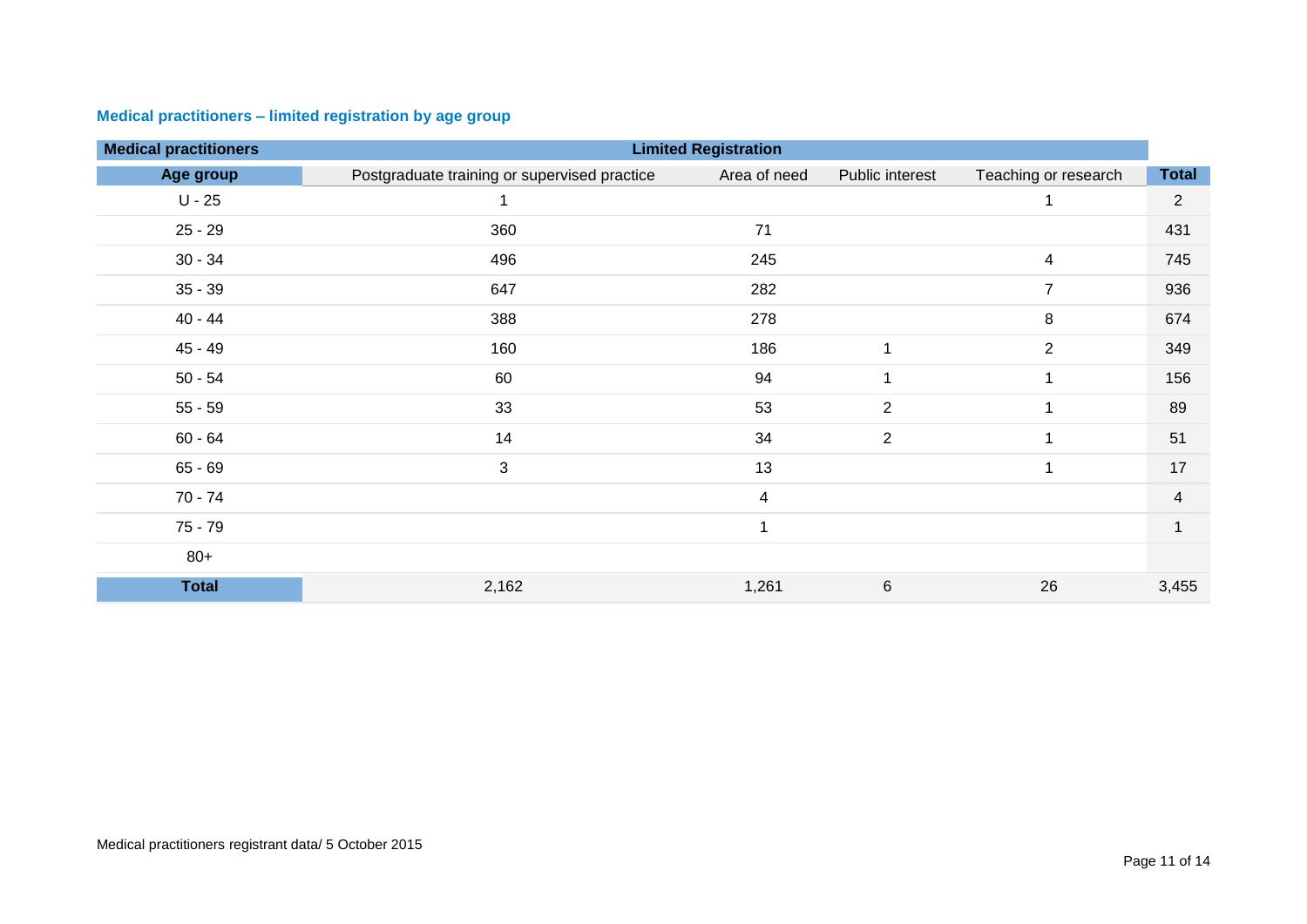### Medical practitioners – limited registration by age group

| Medical practitioners | Limited Registration | | | | |
|---|---|---|---|---|---|
| Age group | Postgraduate training or supervised practice | Area of need | Public interest | Teaching or research | Total |
| U - 25 | 1 | | | 1 | 2 |
| 25 - 29 | 360 | 71 | | | 431 |
| 30 - 34 | 496 | 245 | | 4 | 745 |
| 35 - 39 | 647 | 282 | | 7 | 936 |
| 40 - 44 | 388 | 278 | | 8 | 674 |
| 45 - 49 | 160 | 186 | 1 | 2 | 349 |
| 50 - 54 | 60 | 94 | 1 | 1 | 156 |
| 55 - 59 | 33 | 53 | 2 | 1 | 89 |
| 60 - 64 | 14 | 34 | 2 | 1 | 51 |
| 65 - 69 | 3 | 13 | | 1 | 17 |
| 70 - 74 | | 4 | | | 4 |
| 75 - 79 | | 1 | | | 1 |
| 80+ | | | | | |
| Total | 2,162 | 1,261 | 6 | 26 | 3,455 |

Medical practitioners registrant data/ 5 October 2015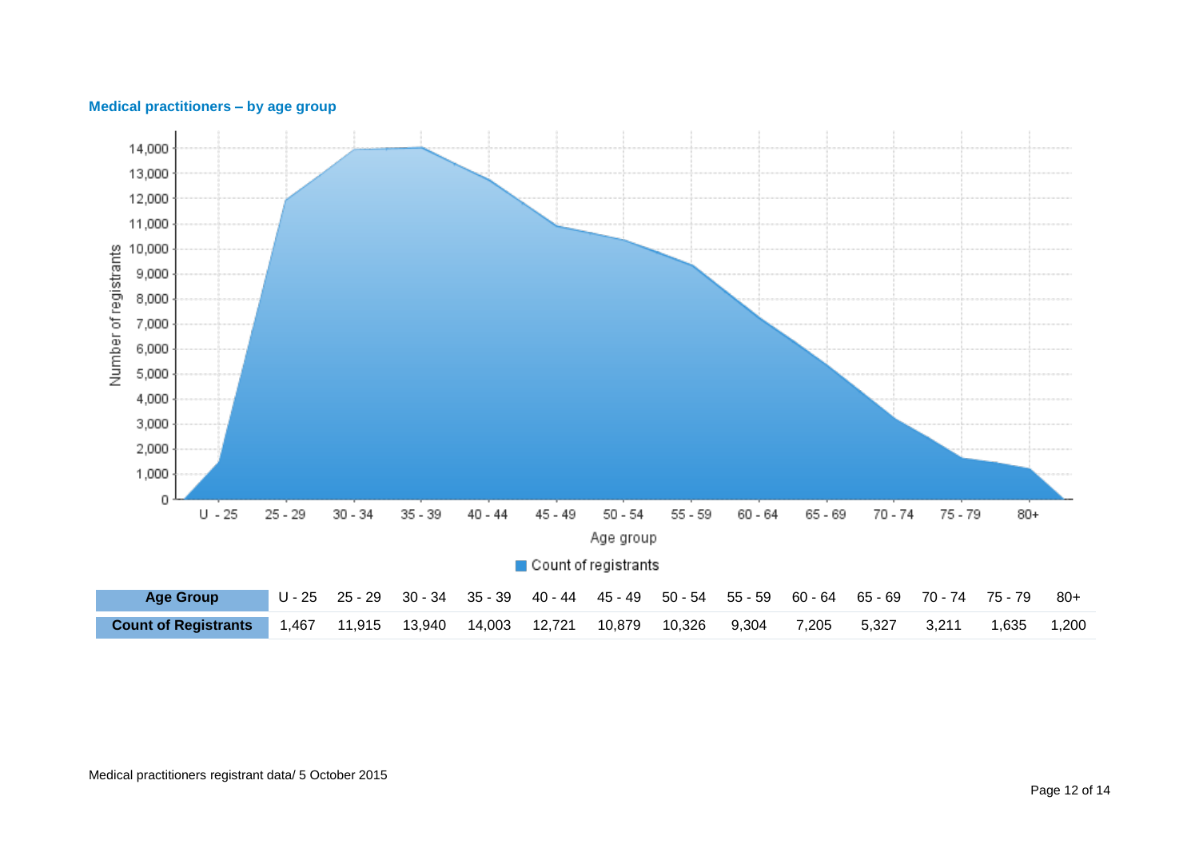### Medical practitioners – by age group

| Age Group | U - 25 | 25 - 29 | 30 - 34 | 35 - 39 | 40 - 44 | 45 - 49 | 50 - 54 | 55 - 59 | 60 - 64 | 65 - 69 | 70 - 74 | 75 - 79 | 80+ |
|---|---|---|---|---|---|---|---|---|---|---|---|---|---|
| Count of Registrants | 1,467 | 11,915 | 13,940 | 14,003 | 12,721 | 10,879 | 10,326 | 9,304 | 7,205 | 5,327 | 3,211 | 1,635 | 1,200 |

Medical practitioners registrant data/ 5 October 2015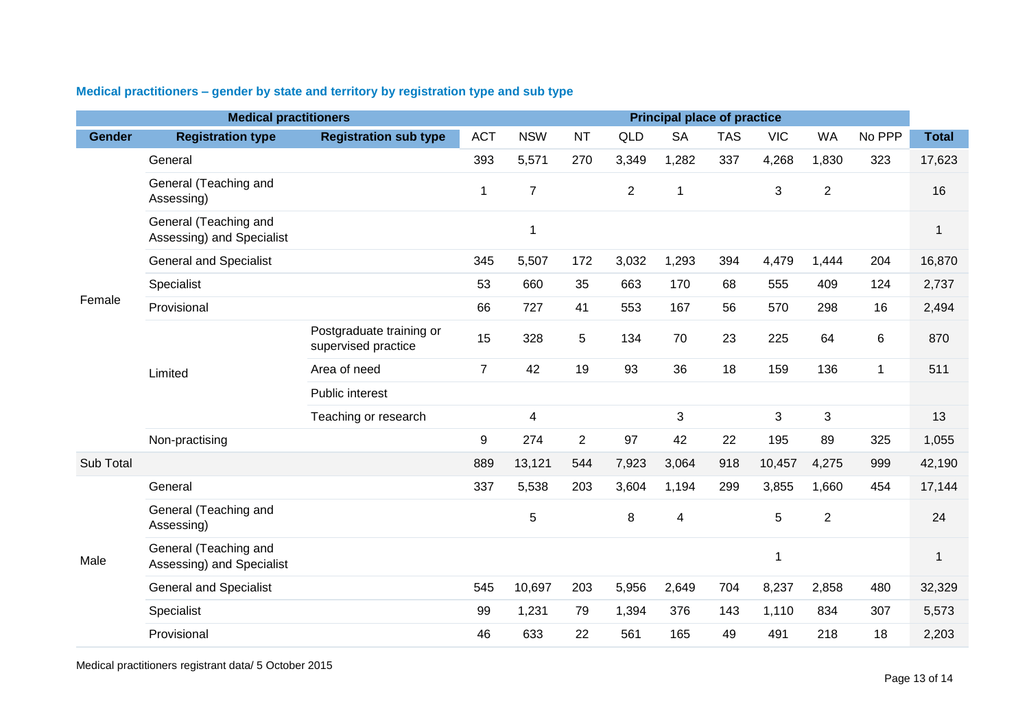### Medical practitioners – gender by state and territory by registration type and sub type

| Medical practitioners | | | Principal place of practice | | | | | | | | | |
|---|---|---|---|---|---|---|---|---|---|---|---|---|
| **Gender** | **Registration type** | **Registration sub type** | ACT | NSW | NT | QLD | SA | TAS | VIC | WA | No PPP | **Total** |
| Female | General | | 393 | 5,571 | 270 | 3,349 | 1,282 | 337 | 4,268 | 1,830 | 323 | 17,623 |
| | General (Teaching and Assessing) | | 1 | 7 | | 2 | 1 | | 3 | 2 | | 16 |
| | General (Teaching and Assessing) and Specialist | | | 1 | | | | | | | | 1 |
| | General and Specialist | | 345 | 5,507 | 172 | 3,032 | 1,293 | 394 | 4,479 | 1,444 | 204 | 16,870 |
| | Specialist | | 53 | 660 | 35 | 663 | 170 | 68 | 555 | 409 | 124 | 2,737 |
| | Provisional | | 66 | 727 | 41 | 553 | 167 | 56 | 570 | 298 | 16 | 2,494 |
| | Limited | Postgraduate training or supervised practice | 15 | 328 | 5 | 134 | 70 | 23 | 225 | 64 | 6 | 870 |
| | | Area of need | 7 | 42 | 19 | 93 | 36 | 18 | 159 | 136 | 1 | 511 |
| | | Public interest | | | | | | | | | | |
| | | Teaching or research | | 4 | | | 3 | | 3 | 3 | | 13 |
| | Non-practising | | 9 | 274 | 2 | 97 | 42 | 22 | 195 | 89 | 325 | 1,055 |
| Sub Total | | | 889 | 13,121 | 544 | 7,923 | 3,064 | 918 | 10,457 | 4,275 | 999 | 42,190 |
| Male | General | | 337 | 5,538 | 203 | 3,604 | 1,194 | 299 | 3,855 | 1,660 | 454 | 17,144 |
| | General (Teaching and Assessing) | | | 5 | | 8 | 4 | | 5 | 2 | | 24 |
| | General (Teaching and Assessing) and Specialist | | | | | | | | 1 | | | 1 |
| | General and Specialist | | 545 | 10,697 | 203 | 5,956 | 2,649 | 704 | 8,237 | 2,858 | 480 | 32,329 |
| | Specialist | | 99 | 1,231 | 79 | 1,394 | 376 | 143 | 1,110 | 834 | 307 | 5,573 |
| | Provisional | | 46 | 633 | 22 | 561 | 165 | 49 | 491 | 218 | 18 | 2,203 |

Medical practitioners registrant data/ 5 October 2015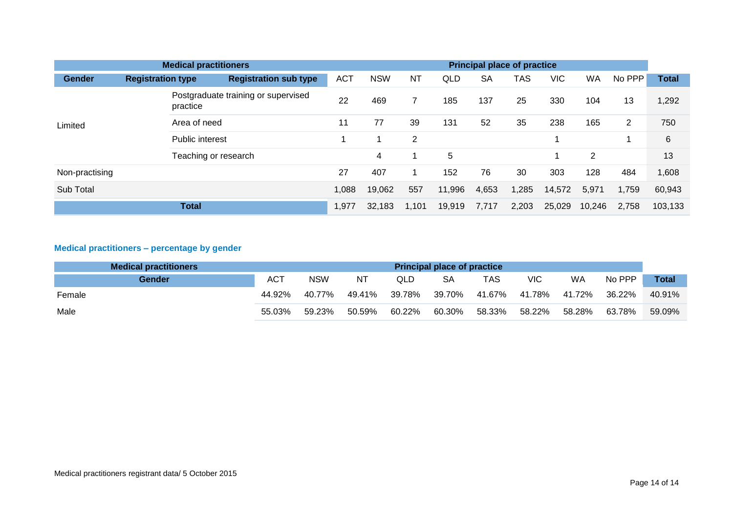| Medical practitioners | | | Principal place of practice | | | | | | | | | |
|---|---|---|---|---|---|---|---|---|---|---|---|---|
| Gender | Registration type | Registration sub type | ACT | NSW | NT | QLD | SA | TAS | VIC | WA | No PPP | Total |
| Limited | | Postgraduate training or supervised practice | 22 | 469 | 7 | 185 | 137 | 25 | 330 | 104 | 13 | 1,292 |
| | | Area of need | 11 | 77 | 39 | 131 | 52 | 35 | 238 | 165 | 2 | 750 |
| | | Public interest | 1 | 1 | 2 | | | | 1 | | 1 | 6 |
| | | Teaching or research | | 4 | 1 | 5 | | | 1 | 2 | | 13 |
| Non-practising | | | 27 | 407 | 1 | 152 | 76 | 30 | 303 | 128 | 484 | 1,608 |
| Sub Total | | | 1,088 | 19,062 | 557 | 11,996 | 4,653 | 1,285 | 14,572 | 5,971 | 1,759 | 60,943 |
| Total | | | 1,977 | 32,183 | 1,101 | 19,919 | 7,717 | 2,203 | 25,029 | 10,246 | 2,758 | 103,133 |

### Medical practitioners – percentage by gender

| Medical practitioners | Principal place of practice | | | | | | | | | |
|---|---|---|---|---|---|---|---|---|---|---|
| Gender | ACT | NSW | NT | QLD | SA | TAS | VIC | WA | No PPP | Total |
| Female | 44.92% | 40.77% | 49.41% | 39.78% | 39.70% | 41.67% | 41.78% | 41.72% | 36.22% | 40.91% |
| Male | 55.03% | 59.23% | 50.59% | 60.22% | 60.30% | 58.33% | 58.22% | 58.28% | 63.78% | 59.09% |

Medical practitioners registrant data/ 5 October 2015